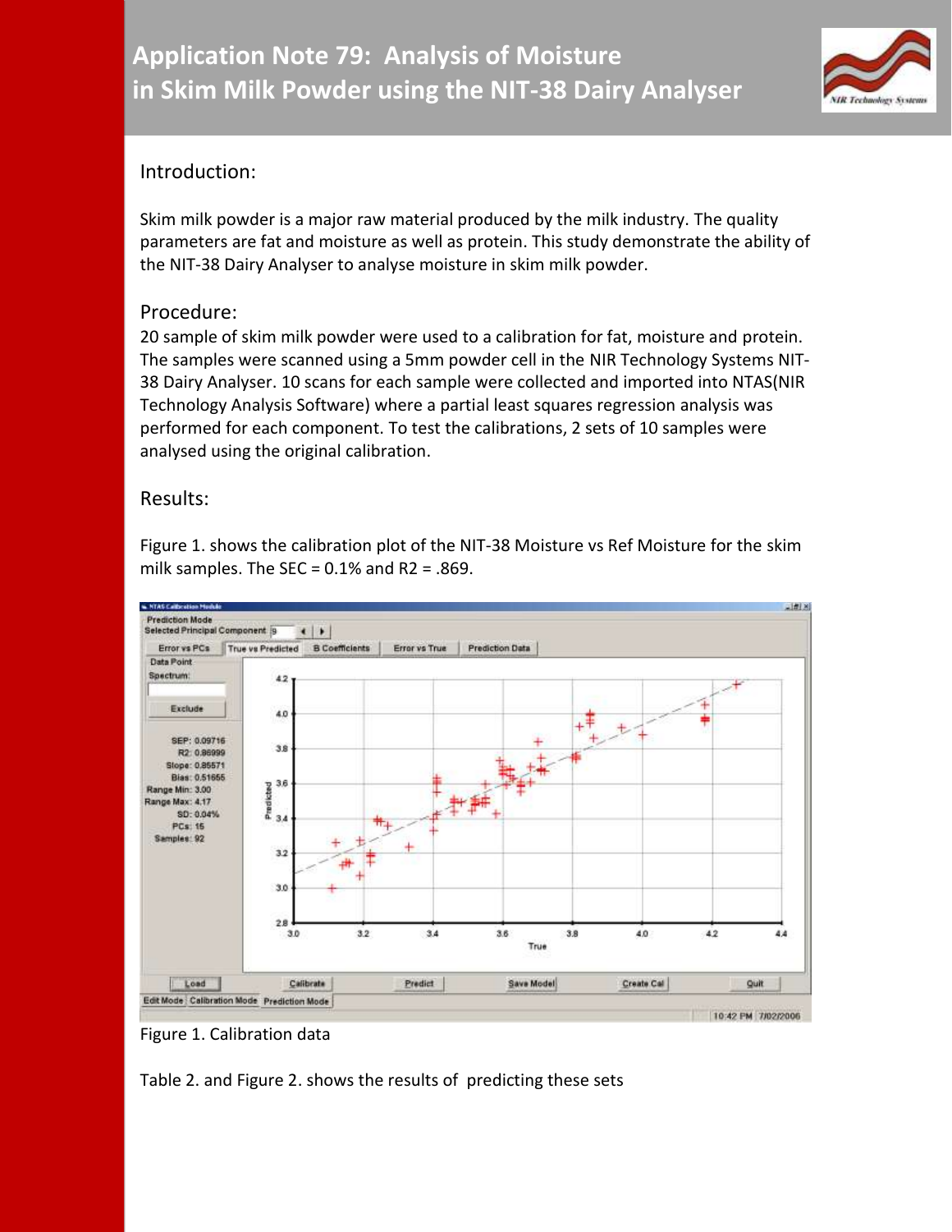# Application Note 79: Analysis of Moisture in Skim Milk Powder using the NIT-38 Dairy Analyser

## Introduction:

Skim milk powder is a major raw material produced by the milk industry. The quality parameters are fat and moisture as well as protein. This study demonstrate the ability of the NIT-38 Dairy Analyser to analyse moisture in skim milk powder.

## Procedure:

20 sample of skim milk powder were used to a calibration for fat, moisture and protein. The samples were scanned using a 5mm powder cell in the NIR Technology Systems NIT-38 Dairy Analyser. 10 scans for each sample were collected and imported into NTAS(NIR Technology Analysis Software) where a partial least squares regression analysis was performed for each component. To test the calibrations, 2 sets of 10 samples were analysed using the original calibration.

## Results:

Figure 1. shows the calibration plot of the NIT-38 Moisture vs Ref Moisture for the skim milk samples. The SEC = 0.1% and R2 = .869.

Figure 1. Calibration data

Table 2. and Figure 2. shows the results of predicting these sets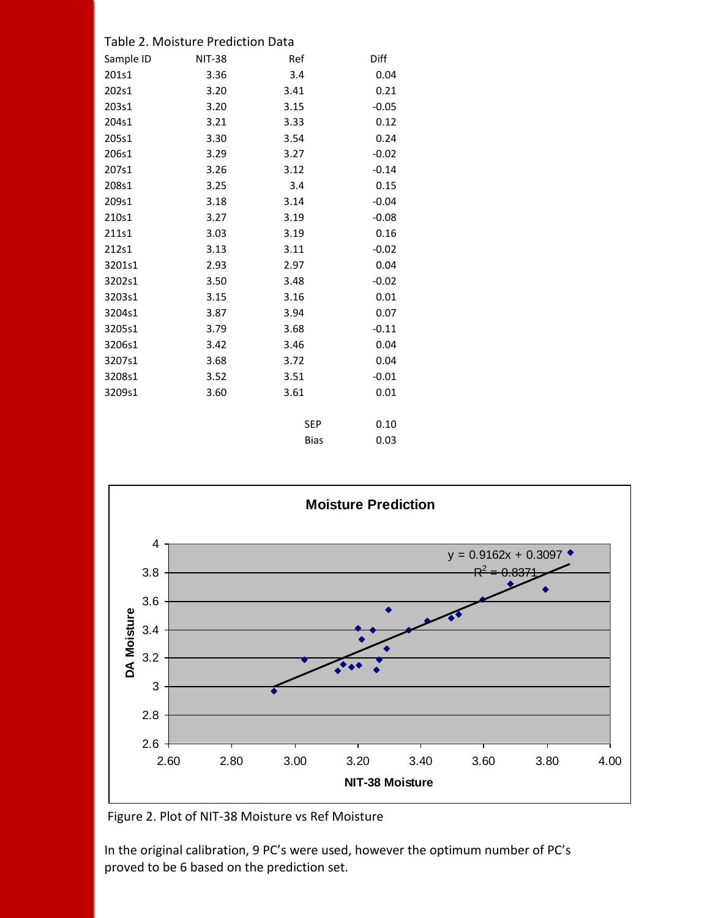Table 2. Moisture Prediction Data

| Sample ID | NIT-38 | Ref | Diff |
|---|---|---|---|
| 201s1 | 3.36 | 3.4 | 0.04 |
| 202s1 | 3.20 | 3.41 | 0.21 |
| 203s1 | 3.20 | 3.15 | -0.05 |
| 204s1 | 3.21 | 3.33 | 0.12 |
| 205s1 | 3.30 | 3.54 | 0.24 |
| 206s1 | 3.29 | 3.27 | -0.02 |
| 207s1 | 3.26 | 3.12 | -0.14 |
| 208s1 | 3.25 | 3.4 | 0.15 |
| 209s1 | 3.18 | 3.14 | -0.04 |
| 210s1 | 3.27 | 3.19 | -0.08 |
| 211s1 | 3.03 | 3.19 | 0.16 |
| 212s1 | 3.13 | 3.11 | -0.02 |
| 3201s1 | 2.93 | 2.97 | 0.04 |
| 3202s1 | 3.50 | 3.48 | -0.02 |
| 3203s1 | 3.15 | 3.16 | 0.01 |
| 3204s1 | 3.87 | 3.94 | 0.07 |
| 3205s1 | 3.79 | 3.68 | -0.11 |
| 3206s1 | 3.42 | 3.46 | 0.04 |
| 3207s1 | 3.68 | 3.72 | 0.04 |
| 3208s1 | 3.52 | 3.51 | -0.01 |
| 3209s1 | 3.60 | 3.61 | 0.01 |
| | | SEP | 0.10 |
| | | Bias | 0.03 |

**Moisture Prediction**

$y = 0.9162x + 0.3097$

$R^2 = 0.8371$

Figure 2. Plot of NIT-38 Moisture vs Ref Moisture

In the original calibration, 9 PC's were used, however the optimum number of PC's proved to be 6 based on the prediction set.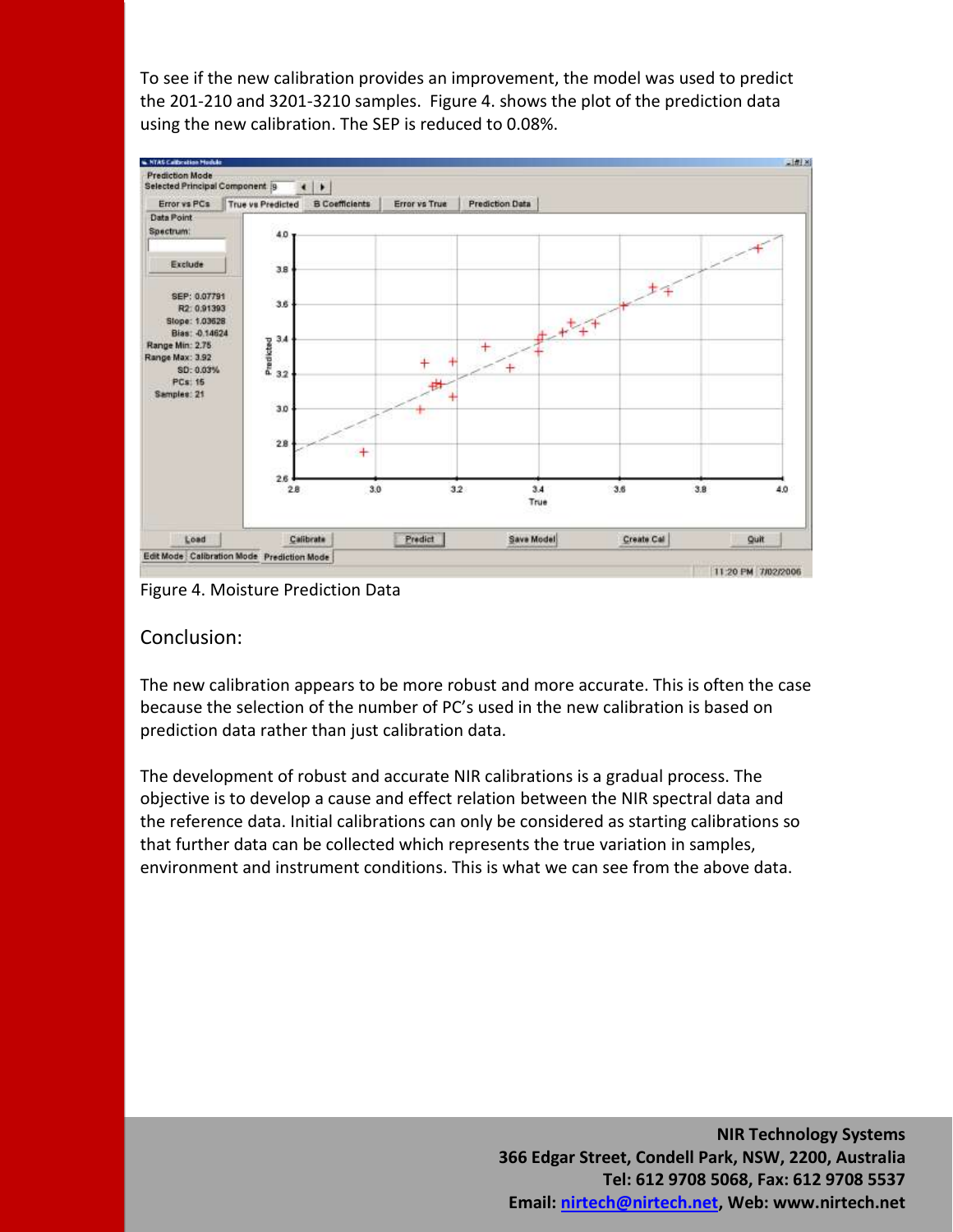To see if the new calibration provides an improvement, the model was used to predict the 201-210 and 3201-3210 samples. Figure 4. shows the plot of the prediction data using the new calibration. The SEP is reduced to 0.08%.

NTAS Calibration Module

Prediction Mode

Selected Principal Component 9

Error vs PCs | True vs Predicted | B Coefficients | Error vs True | Prediction Data

Data Point

Spectrum:

Exclude

SEP: 0.07791

R2: 0.91393

Slope: 1.03628

Bias: -0.14624

Range Min: 2.75

Range Max: 3.92

SD: 0.03%

PCs: 15

Samples: 21

Predicted

True

2.6
2.8
3.0
3.2
3.4
3.6
3.8
4.0

2.8
3.0
3.2
3.4
3.6
3.8
4.0

Load | Calibrate | Predict | Save Model | Create Cal | Quit

Edit Mode | Calibration Mode | Prediction Mode

11:20 PM 7/02/2006

Figure 4. Moisture Prediction Data

## Conclusion:

The new calibration appears to be more robust and more accurate. This is often the case because the selection of the number of PC's used in the new calibration is based on prediction data rather than just calibration data.

The development of robust and accurate NIR calibrations is a gradual process. The objective is to develop a cause and effect relation between the NIR spectral data and the reference data. Initial calibrations can only be considered as starting calibrations so that further data can be collected which represents the true variation in samples, environment and instrument conditions. This is what we can see from the above data.